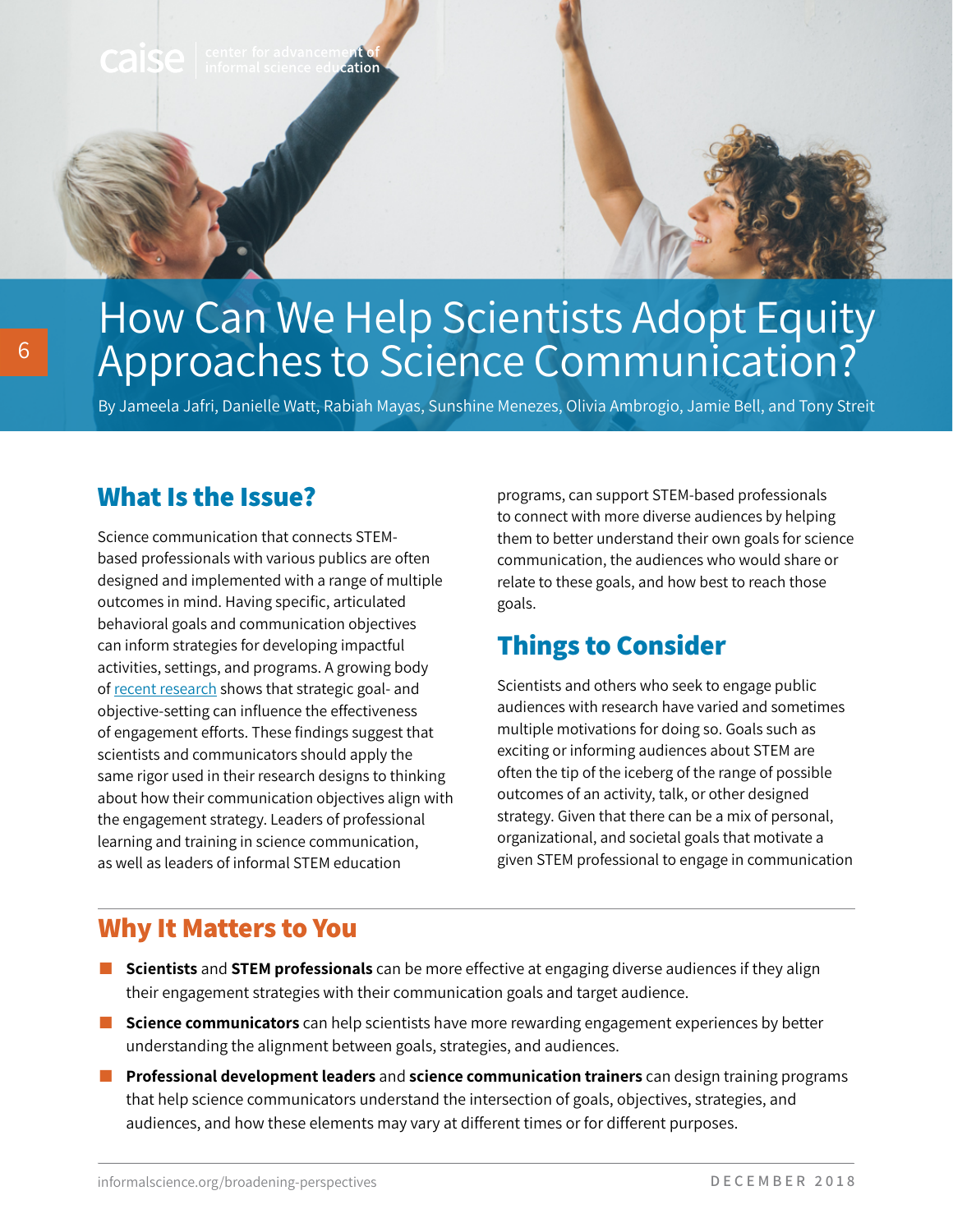# How Can We Help Scientists Adopt Equity Approaches to Science Communication?

By Jameela Jafri, Danielle Watt, Rabiah Mayas, Sunshine Menezes, Olivia Ambrogio, Jamie Bell, and Tony Streit

## What Is the Issue?

Science communication that connects STEM-based professionals with various publics are often designed and implemented with a range of multiple outcomes in mind. Having specific, articulated behavioral goals and communication objectives can inform strategies for developing impactful activities, settings, and programs. A growing body of [recent research](#) shows that strategic goal- and objective-setting can influence the effectiveness of engagement efforts. These findings suggest that scientists and communicators should apply the same rigor used in their research designs to thinking about how their communication objectives align with the engagement strategy. Leaders of professional learning and training in science communication, as well as leaders of informal STEM education programs, can support STEM-based professionals to connect with more diverse audiences by helping them to better understand their own goals for science communication, the audiences who would share or relate to these goals, and how best to reach those goals.

## Things to Consider

Scientists and others who seek to engage public audiences with research have varied and sometimes multiple motivations for doing so. Goals such as exciting or informing audiences about STEM are often the tip of the iceberg of the range of possible outcomes of an activity, talk, or other designed strategy. Given that there can be a mix of personal, organizational, and societal goals that motivate a given STEM professional to engage in communication

## Why It Matters to You

- **Scientists** and **STEM professionals** can be more effective at engaging diverse audiences if they align their engagement strategies with their communication goals and target audience.
- **Science communicators** can help scientists have more rewarding engagement experiences by better understanding the alignment between goals, strategies, and audiences.
- **Professional development leaders** and **science communication trainers** can design training programs that help science communicators understand the intersection of goals, objectives, strategies, and audiences, and how these elements may vary at different times or for different purposes.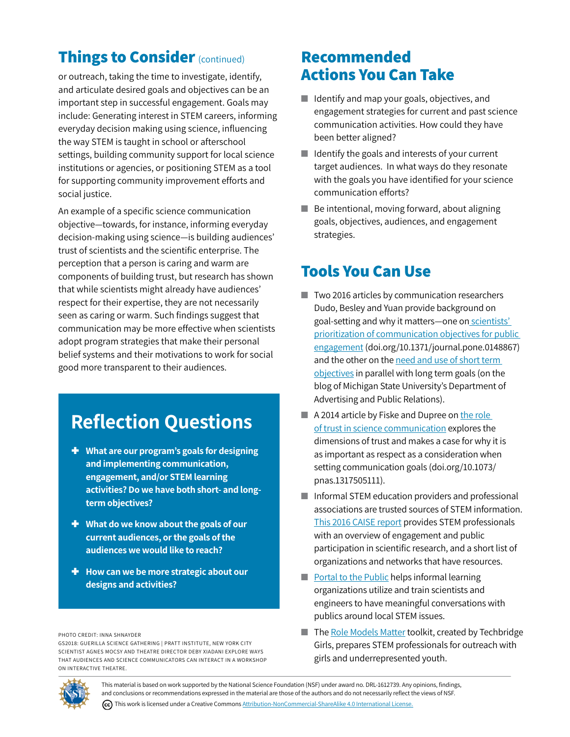## Things to Consider (continued)

or outreach, taking the time to investigate, identify, and articulate desired goals and objectives can be an important step in successful engagement. Goals may include: Generating interest in STEM careers, informing everyday decision making using science, influencing the way STEM is taught in school or afterschool settings, building community support for local science institutions or agencies, or positioning STEM as a tool for supporting community improvement efforts and social justice.

An example of a specific science communication objective—towards, for instance, informing everyday decision-making using science—is building audiences' trust of scientists and the scientific enterprise. The perception that a person is caring and warm are components of building trust, but research has shown that while scientists might already have audiences' respect for their expertise, they are not necessarily seen as caring or warm. Such findings suggest that communication may be more effective when scientists adopt program strategies that make their personal belief systems and their motivations to work for social good more transparent to their audiences.

## Reflection Questions

- **What are our program's goals for designing and implementing communication, engagement, and/or STEM learning activities? Do we have both short- and long-term objectives?**
- **What do we know about the goals of our current audiences, or the goals of the audiences we would like to reach?**
- **How can we be more strategic about our designs and activities?**

PHOTO CREDIT: INNA SHNAYDER
GS2018: GUERILLA SCIENCE GATHERING | PRATT INSTITUTE, NEW YORK CITY
SCIENTIST AGNES MOCSY AND THEATRE DIRECTOR DEBY XIADANI EXPLORE WAYS THAT AUDIENCES AND SCIENCE COMMUNICATORS CAN INTERACT IN A WORKSHOP ON INTERACTIVE THEATRE.

## Recommended Actions You Can Take

- Identify and map your goals, objectives, and engagement strategies for current and past science communication activities. How could they have been better aligned?
- Identify the goals and interests of your current target audiences. In what ways do they resonate with the goals you have identified for your science communication efforts?
- Be intentional, moving forward, about aligning goals, objectives, audiences, and engagement strategies.

## Tools You Can Use

- Two 2016 articles by communication researchers Dudo, Besley and Yuan provide background on goal-setting and why it matters—one on scientists' prioritization of communication objectives for public engagement (doi.org/10.1371/journal.pone.0148867) and the other on the need and use of short term objectives in parallel with long term goals (on the blog of Michigan State University's Department of Advertising and Public Relations).
- A 2014 article by Fiske and Dupree on the role of trust in science communication explores the dimensions of trust and makes a case for why it is as important as respect as a consideration when setting communication goals (doi.org/10.1073/pnas.1317505111).
- Informal STEM education providers and professional associations are trusted sources of STEM information. This 2016 CAISE report provides STEM professionals with an overview of engagement and public participation in scientific research, and a short list of organizations and networks that have resources.
- Portal to the Public helps informal learning organizations utilize and train scientists and engineers to have meaningful conversations with publics around local STEM issues.
- The Role Models Matter toolkit, created by Techbridge Girls, prepares STEM professionals for outreach with girls and underrepresented youth.

This material is based on work supported by the National Science Foundation (NSF) under award no. DRL-1612739. Any opinions, findings, and conclusions or recommendations expressed in the material are those of the authors and do not necessarily reflect the views of NSF.

This work is licensed under a Creative Commons Attribution-NonCommercial-ShareAlike 4.0 International License.